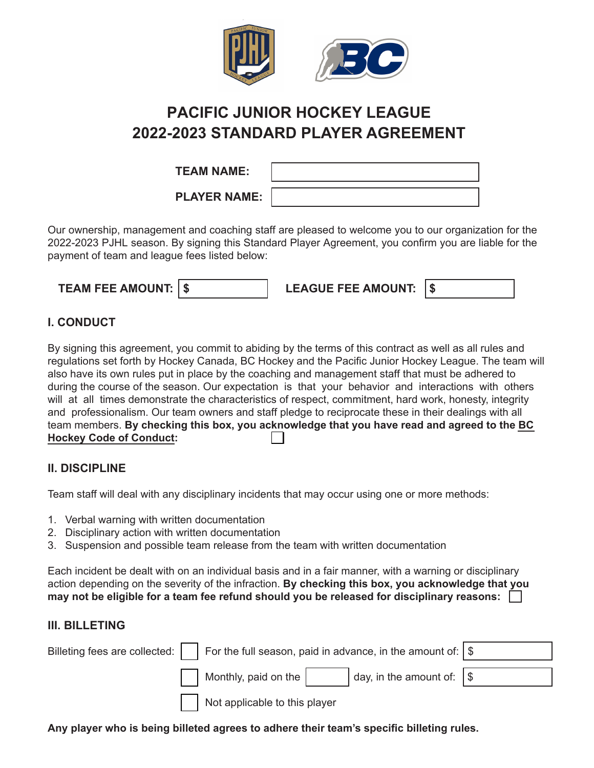# PACIFIC JUNIOR HOCKEY LEAGUE
# 2022-2023 STANDARD PLAYER AGREEMENT

**TEAM NAME:** ____________________

**PLAYER NAME:** ____________________

Our ownership, management and coaching staff are pleased to welcome you to our organization for the 2022-2023 PJHL season. By signing this Standard Player Agreement, you confirm you are liable for the payment of team and league fees listed below:

**TEAM FEE AMOUNT:** $ __________  **LEAGUE FEE AMOUNT:** $ __________

## I. CONDUCT

By signing this agreement, you commit to abiding by the terms of this contract as well as all rules and regulations set forth by Hockey Canada, BC Hockey and the Pacific Junior Hockey League. The team will also have its own rules put in place by the coaching and management staff that must be adhered to during the course of the season. Our expectation is that your behavior and interactions with others will at all times demonstrate the characteristics of respect, commitment, hard work, honesty, integrity and professionalism. Our team owners and staff pledge to reciprocate these in their dealings with all team members. **By checking this box, you acknowledge that you have read and agreed to the BC Hockey Code of Conduct:** ☐

## II. DISCIPLINE

Team staff will deal with any disciplinary incidents that may occur using one or more methods:

1. Verbal warning with written documentation
2. Disciplinary action with written documentation
3. Suspension and possible team release from the team with written documentation

Each incident be dealt with on an individual basis and in a fair manner, with a warning or disciplinary action depending on the severity of the infraction. **By checking this box, you acknowledge that you may not be eligible for a team fee refund should you be released for disciplinary reasons:** ☐

## III. BILLETING

Billeting fees are collected:

☐ For the full season, paid in advance, in the amount of: $ __________

☐ Monthly, paid on the ______ day, in the amount of: $ __________

☐ Not applicable to this player

**Any player who is being billeted agrees to adhere their team's specific billeting rules.**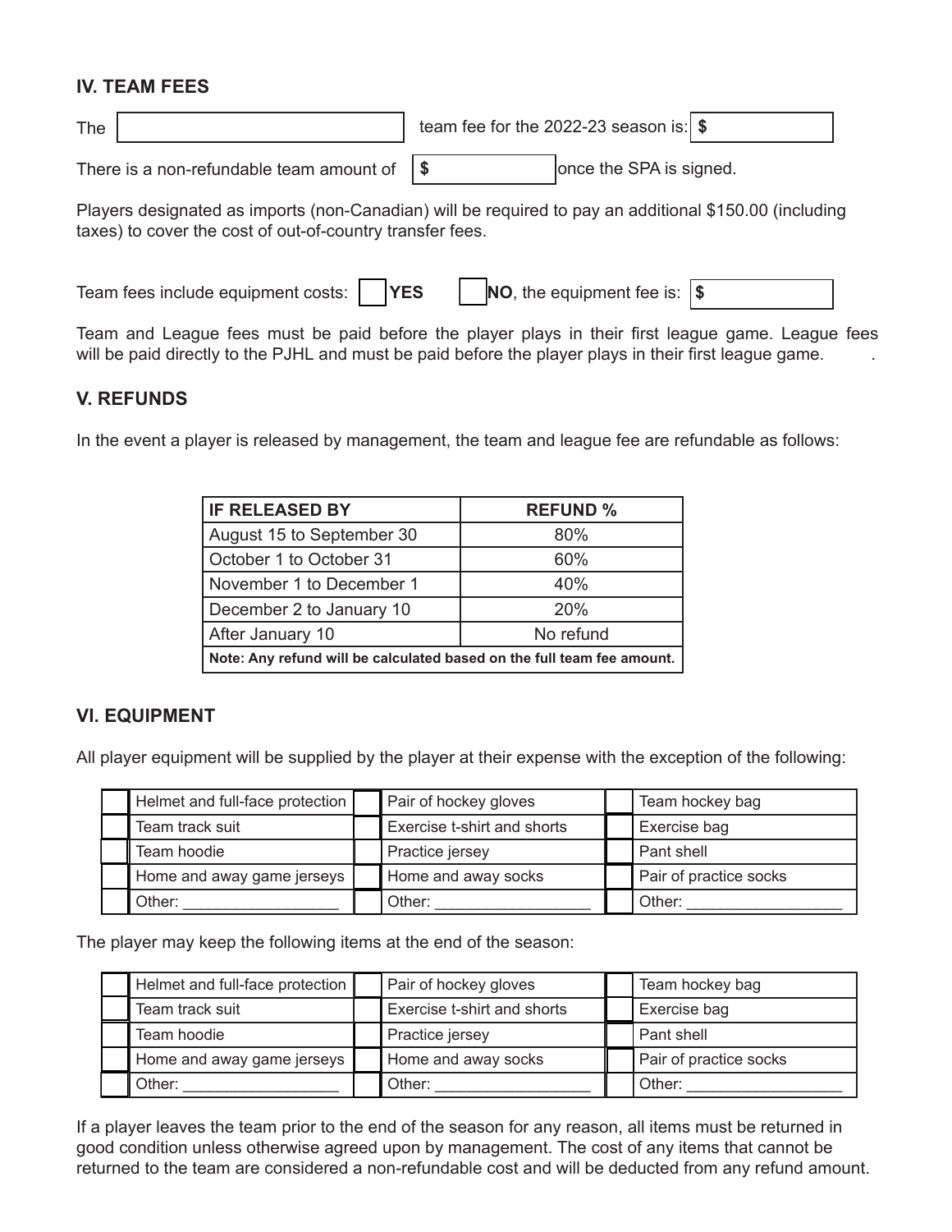## IV. TEAM FEES

The ____________________ team fee for the 2022-23 season is: $ __________

There is a non-refundable team amount of $ __________ once the SPA is signed.

Players designated as imports (non-Canadian) will be required to pay an additional $150.00 (including taxes) to cover the cost of out-of-country transfer fees.

Team fees include equipment costs: ☐ **YES** ☐ **NO**, the equipment fee is: $ __________

Team and League fees must be paid before the player plays in their first league game. League fees will be paid directly to the PJHL and must be paid before the player plays in their first league game.

## V. REFUNDS

In the event a player is released by management, the team and league fee are refundable as follows:

| IF RELEASED BY | REFUND % |
|---|---|
| August 15 to September 30 | 80% |
| October 1 to October 31 | 60% |
| November 1 to December 1 | 40% |
| December 2 to January 10 | 20% |
| After January 10 | No refund |
| **Note: Any refund will be calculated based on the full team fee amount.** | |

## VI. EQUIPMENT

All player equipment will be supplied by the player at their expense with the exception of the following:

| | | | | | |
|---|---|---|---|---|---|
| ☐ | Helmet and full-face protection | ☐ | Pair of hockey gloves | ☐ | Team hockey bag |
| ☐ | Team track suit | ☐ | Exercise t-shirt and shorts | ☐ | Exercise bag |
| ☐ | Team hoodie | ☐ | Practice jersey | ☐ | Pant shell |
| ☐ | Home and away game jerseys | ☐ | Home and away socks | ☐ | Pair of practice socks |
| ☐ | Other: __________________ | ☐ | Other: __________________ | ☐ | Other: __________________ |

The player may keep the following items at the end of the season:

| | | | | | |
|---|---|---|---|---|---|
| ☐ | Helmet and full-face protection | ☐ | Pair of hockey gloves | ☐ | Team hockey bag |
| ☐ | Team track suit | ☐ | Exercise t-shirt and shorts | ☐ | Exercise bag |
| ☐ | Team hoodie | ☐ | Practice jersey | ☐ | Pant shell |
| ☐ | Home and away game jerseys | ☐ | Home and away socks | ☐ | Pair of practice socks |
| ☐ | Other: __________________ | ☐ | Other: __________________ | ☐ | Other: __________________ |

If a player leaves the team prior to the end of the season for any reason, all items must be returned in good condition unless otherwise agreed upon by management. The cost of any items that cannot be returned to the team are considered a non-refundable cost and will be deducted from any refund amount.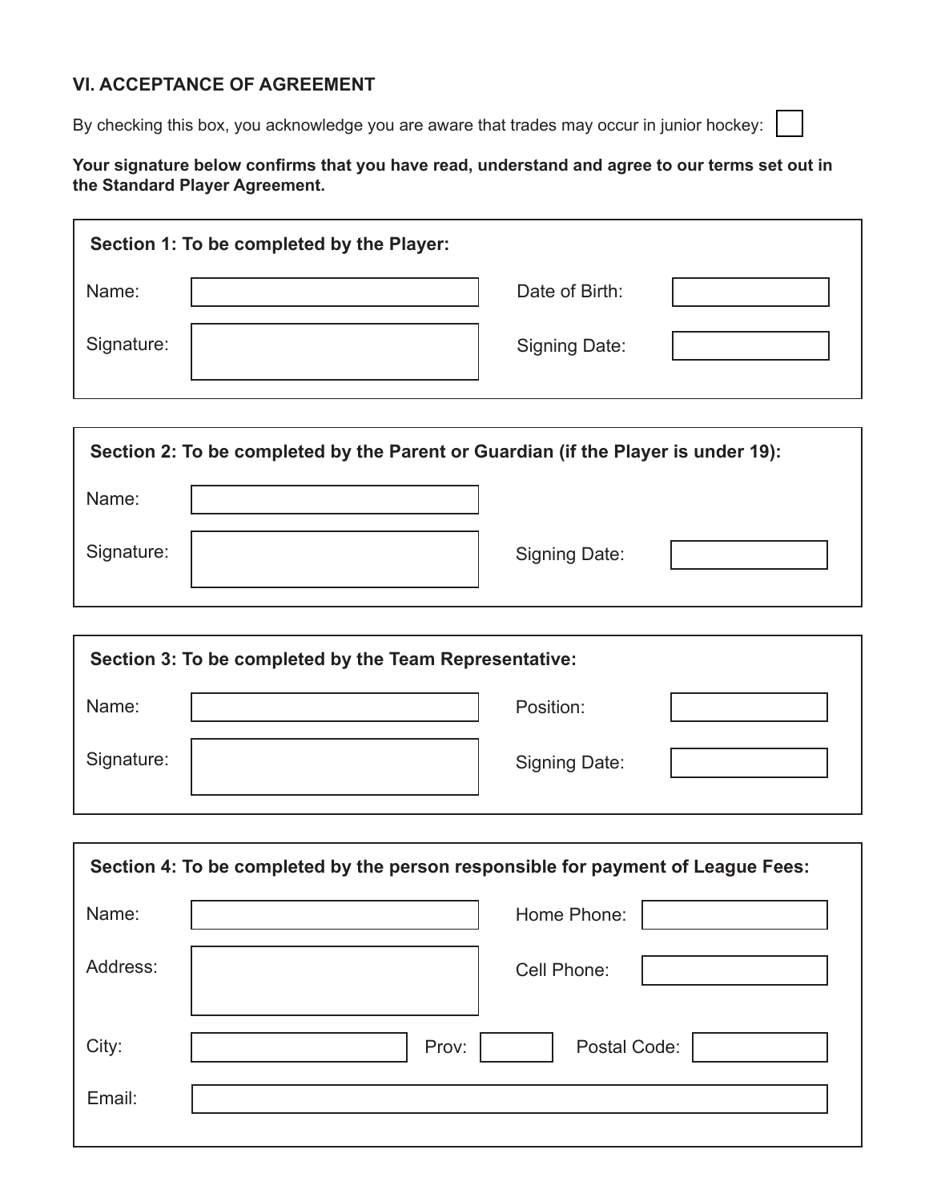## VI. ACCEPTANCE OF AGREEMENT

By checking this box, you acknowledge you are aware that trades may occur in junior hockey: ☐

**Your signature below confirms that you have read, understand and agree to our terms set out in the Standard Player Agreement.**

**Section 1: To be completed by the Player:**

| | | | |
|---|---|---|---|
| Name: | | Date of Birth: | |
| Signature: | | Signing Date: | |

**Section 2: To be completed by the Parent or Guardian (if the Player is under 19):**

| | | | |
|---|---|---|---|
| Name: | | | |
| Signature: | | Signing Date: | |

**Section 3: To be completed by the Team Representative:**

| | | | |
|---|---|---|---|
| Name: | | Position: | |
| Signature: | | Signing Date: | |

**Section 4: To be completed by the person responsible for payment of League Fees:**

| | | | | | |
|---|---|---|---|---|---|
| Name: | | | | Home Phone: | |
| Address: | | | | Cell Phone: | |
| City: | | Prov: | | Postal Code: | |
| Email: | | | | | |